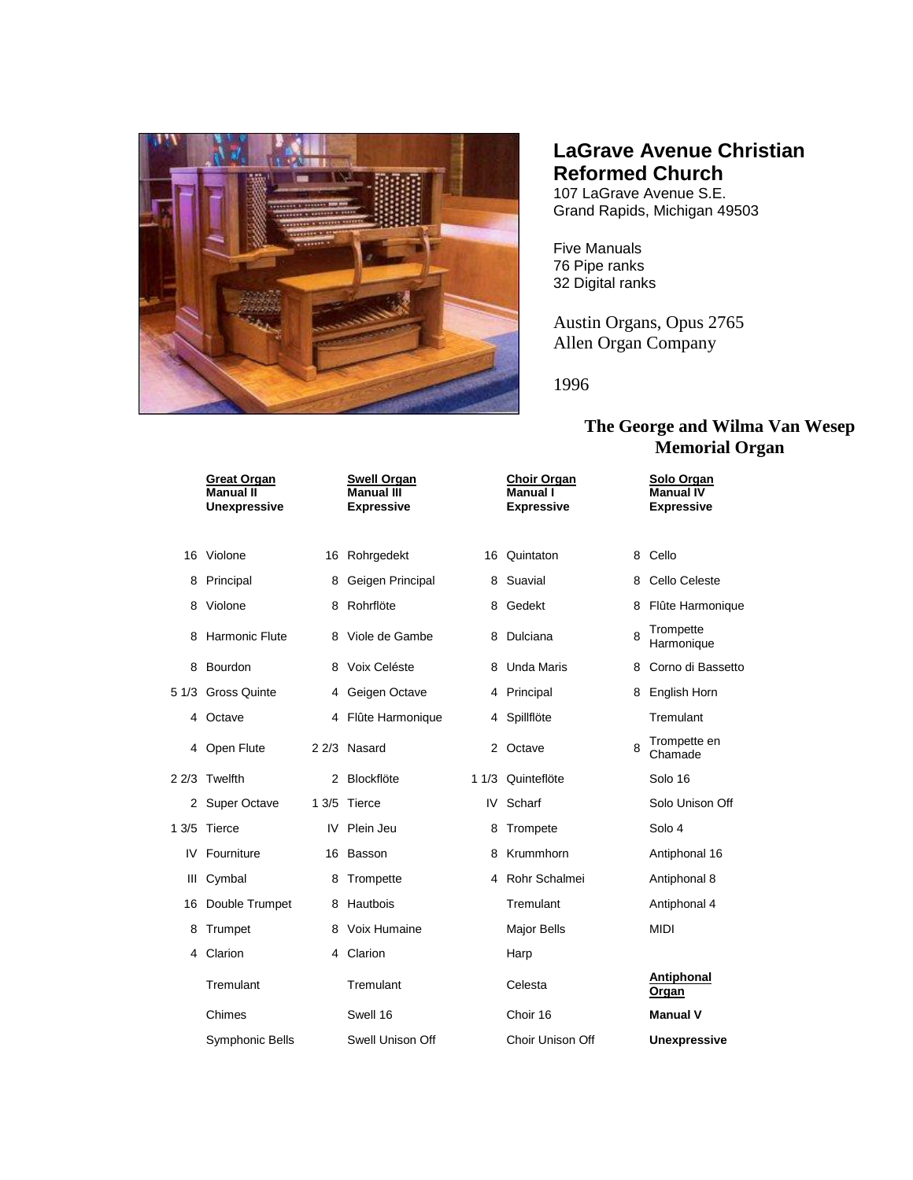# LaGrave Avenue Christian Reformed Church

107 LaGrave Avenue S.E.
Grand Rapids, Michigan 49503

Five Manuals
76 Pipe ranks
32 Digital ranks

Austin Organs, Opus 2765
Allen Organ Company

1996

## The George and Wilma Van Wesep Memorial Organ

| Great Organ<br>Manual II<br>Unexpressive | | Swell Organ<br>Manual III<br>Expressive | | Choir Organ<br>Manual I<br>Expressive | | Solo Organ<br>Manual IV<br>Expressive | |
|---|---|---|---|---|---|---|---|
| 16 | Violone | 16 | Rohrgedekt | 16 | Quintaton | 8 | Cello |
| 8 | Principal | 8 | Geigen Principal | 8 | Suavial | 8 | Cello Celeste |
| 8 | Violone | 8 | Rohrflöte | 8 | Gedekt | 8 | Flûte Harmonique |
| 8 | Harmonic Flute | 8 | Viole de Gambe | 8 | Dulciana | 8 | Trompette Harmonique |
| 8 | Bourdon | 8 | Voix Celéste | 8 | Unda Maris | 8 | Corno di Bassetto |
| 5 1/3 | Gross Quinte | 4 | Geigen Octave | 4 | Principal | 8 | English Horn |
| 4 | Octave | 4 | Flûte Harmonique | 4 | Spillflöte | | Tremulant |
| 4 | Open Flute | 2 2/3 | Nasard | 2 | Octave | 8 | Trompette en Chamade |
| 2 2/3 | Twelfth | 2 | Blockflöte | 1 1/3 | Quinteflöte | | Solo 16 |
| 2 | Super Octave | 1 3/5 | Tierce | IV | Scharf | | Solo Unison Off |
| 1 3/5 | Tierce | IV | Plein Jeu | 8 | Trompete | | Solo 4 |
| IV | Fourniture | 16 | Basson | 8 | Krummhorn | | Antiphonal 16 |
| III | Cymbal | 8 | Trompette | 4 | Rohr Schalmei | | Antiphonal 8 |
| 16 | Double Trumpet | 8 | Hautbois | | Tremulant | | Antiphonal 4 |
| 8 | Trumpet | 8 | Voix Humaine | | Major Bells | | MIDI |
| 4 | Clarion | 4 | Clarion | | Harp | | |
| | Tremulant | | Tremulant | | Celesta | | **Antiphonal Organ** |
| | Chimes | | Swell 16 | | Choir 16 | | **Manual V** |
| | Symphonic Bells | | Swell Unison Off | | Choir Unison Off | | **Unexpressive** |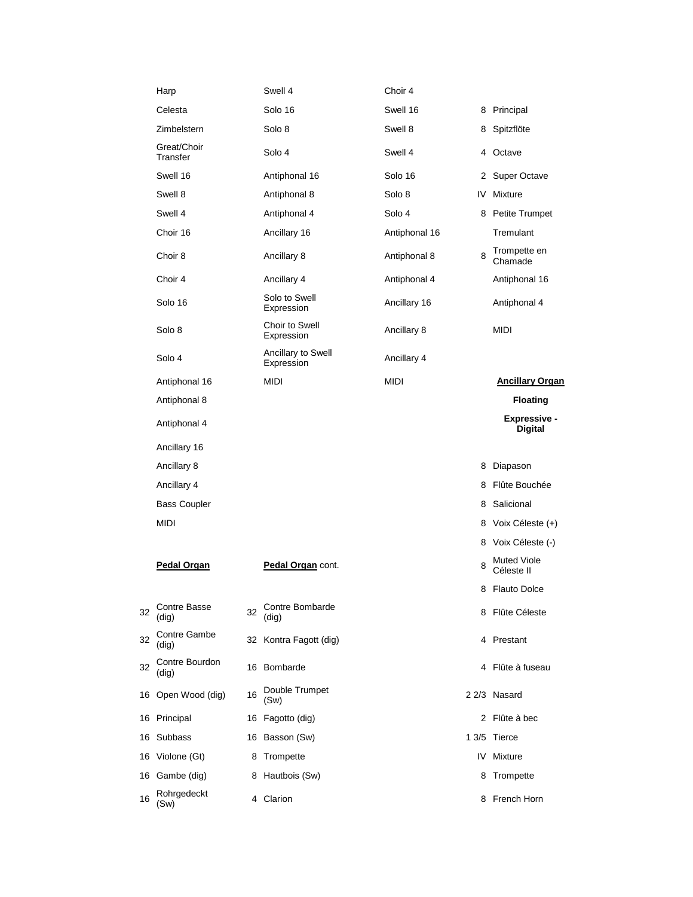Harp
Celesta
Zimbelstern
Great/Choir Transfer
Swell 16
Swell 8
Swell 4
Choir 16
Choir 8
Choir 4
Solo 16
Solo 8
Solo 4
Antiphonal 16
Antiphonal 8
Antiphonal 4
Ancillary 16
Ancillary 8
Ancillary 4
Bass Coupler
MIDI

Swell 4
Solo 16
Solo 8
Solo 4
Antiphonal 16
Antiphonal 8
Antiphonal 4
Ancillary 16
Ancillary 8
Ancillary 4
Solo to Swell Expression
Choir to Swell Expression
Ancillary to Swell Expression
MIDI

Choir 4
Swell 16
Swell 8
Swell 4
Solo 16
Solo 8
Solo 4
Antiphonal 16
Antiphonal 8
Antiphonal 4
Ancillary 16
Ancillary 8
Ancillary 4
MIDI

| | |
|---|---|
| 8 | Principal |
| 8 | Spitzflöte |
| 4 | Octave |
| 2 | Super Octave |
| IV | Mixture |
| 8 | Petite Trumpet |
| | Tremulant |
| 8 | Trompette en Chamade |
| | Antiphonal 16 |
| | Antiphonal 4 |
| | MIDI |

**Ancillary Organ**

**Floating**

**Expressive - Digital**

| | |
|---|---|
| 8 | Diapason |
| 8 | Flûte Bouchée |
| 8 | Salicional |
| 8 | Voix Céleste (+) |
| 8 | Voix Céleste (-) |
| 8 | Muted Viole Céleste II |
| 8 | Flauto Dolce |
| 8 | Flûte Céleste |
| 4 | Prestant |
| 4 | Flûte à fuseau |
| 2 2/3 | Nasard |
| 2 | Flûte à bec |
| 1 3/5 | Tierce |
| IV | Mixture |
| 8 | Trompette |
| 8 | French Horn |

**Pedal Organ**

| | |
|---|---|
| 32 | Contre Basse (dig) |
| 32 | Contre Gambe (dig) |
| 32 | Contre Bourdon (dig) |
| 16 | Open Wood (dig) |
| 16 | Principal |
| 16 | Subbass |
| 16 | Violone (Gt) |
| 16 | Gambe (dig) |
| 16 | Rohrgedeckt (Sw) |

**Pedal Organ** cont.

| | |
|---|---|
| 32 | Contre Bombarde (dig) |
| 32 | Kontra Fagott (dig) |
| 16 | Bombarde |
| 16 | Double Trumpet (Sw) |
| 16 | Fagotto (dig) |
| 16 | Basson (Sw) |
| 8 | Trompette |
| 8 | Hautbois (Sw) |
| 4 | Clarion |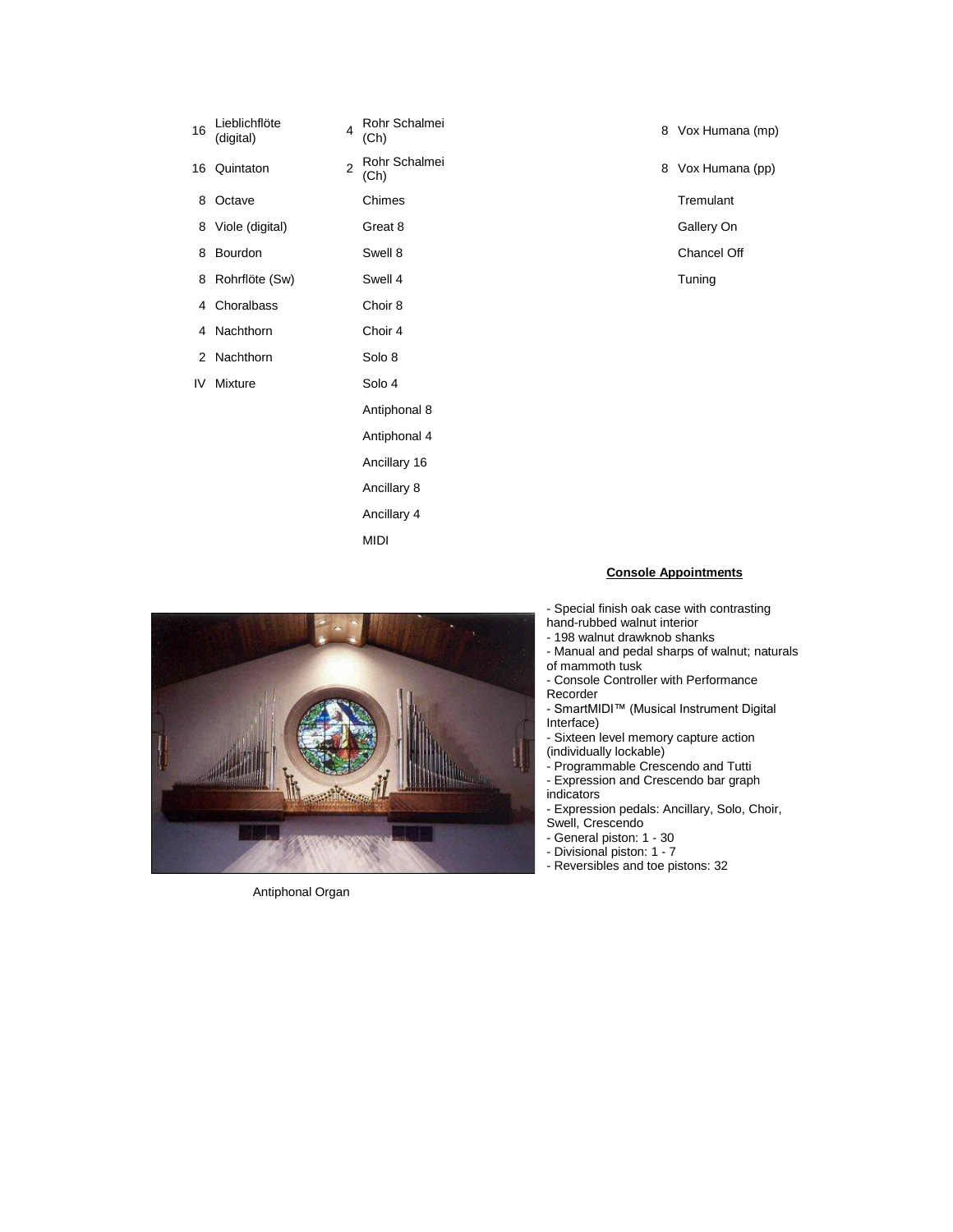| | | | | | |
|---|---|---|---|---|---|
| 16 | Lieblichflöte (digital) | 4 | Rohr Schalmei (Ch) | 8 | Vox Humana (mp) |
| 16 | Quintaton | 2 | Rohr Schalmei (Ch) | 8 | Vox Humana (pp) |
| 8 | Octave | | Chimes | | Tremulant |
| 8 | Viole (digital) | | Great 8 | | Gallery On |
| 8 | Bourdon | | Swell 8 | | Chancel Off |
| 8 | Rohrflöte (Sw) | | Swell 4 | | Tuning |
| 4 | Choralbass | | Choir 8 | | |
| 4 | Nachthorn | | Choir 4 | | |
| 2 | Nachthorn | | Solo 8 | | |
| IV | Mixture | | Solo 4 | | |
| | | | Antiphonal 8 | | |
| | | | Antiphonal 4 | | |
| | | | Ancillary 16 | | |
| | | | Ancillary 8 | | |
| | | | Ancillary 4 | | |
| | | | MIDI | | |

**Console Appointments**

- Special finish oak case with contrasting hand-rubbed walnut interior
- 198 walnut drawknob shanks
- Manual and pedal sharps of walnut; naturals of mammoth tusk
- Console Controller with Performance Recorder
- SmartMIDI™ (Musical Instrument Digital Interface)
- Sixteen level memory capture action (individually lockable)
- Programmable Crescendo and Tutti
- Expression and Crescendo bar graph indicators
- Expression pedals: Ancillary, Solo, Choir, Swell, Crescendo
- General piston: 1 - 30
- Divisional piston: 1 - 7
- Reversibles and toe pistons: 32

Antiphonal Organ